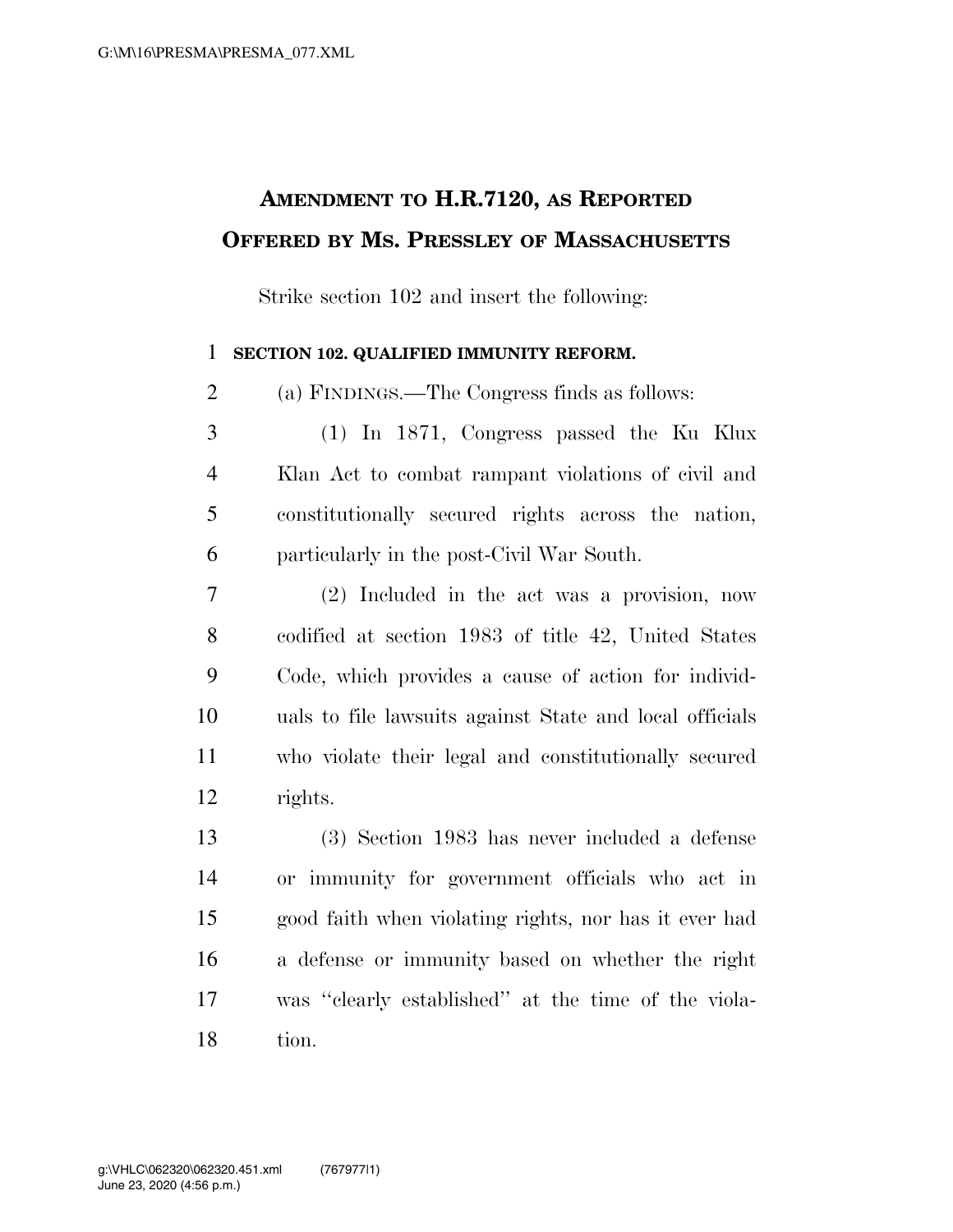# AMENDMENT TO H.R.7120, AS REPORTED OFFERED BY MS. PRESSLEY OF MASSACHUSETTS

Strike section 102 and insert the following:

**SECTION 102. QUALIFIED IMMUNITY REFORM.**

(a) FINDINGS.—The Congress finds as follows:

(1) In 1871, Congress passed the Ku Klux Klan Act to combat rampant violations of civil and constitutionally secured rights across the nation, particularly in the post-Civil War South.

(2) Included in the act was a provision, now codified at section 1983 of title 42, United States Code, which provides a cause of action for individuals to file lawsuits against State and local officials who violate their legal and constitutionally secured rights.

(3) Section 1983 has never included a defense or immunity for government officials who act in good faith when violating rights, nor has it ever had a defense or immunity based on whether the right was "clearly established" at the time of the violation.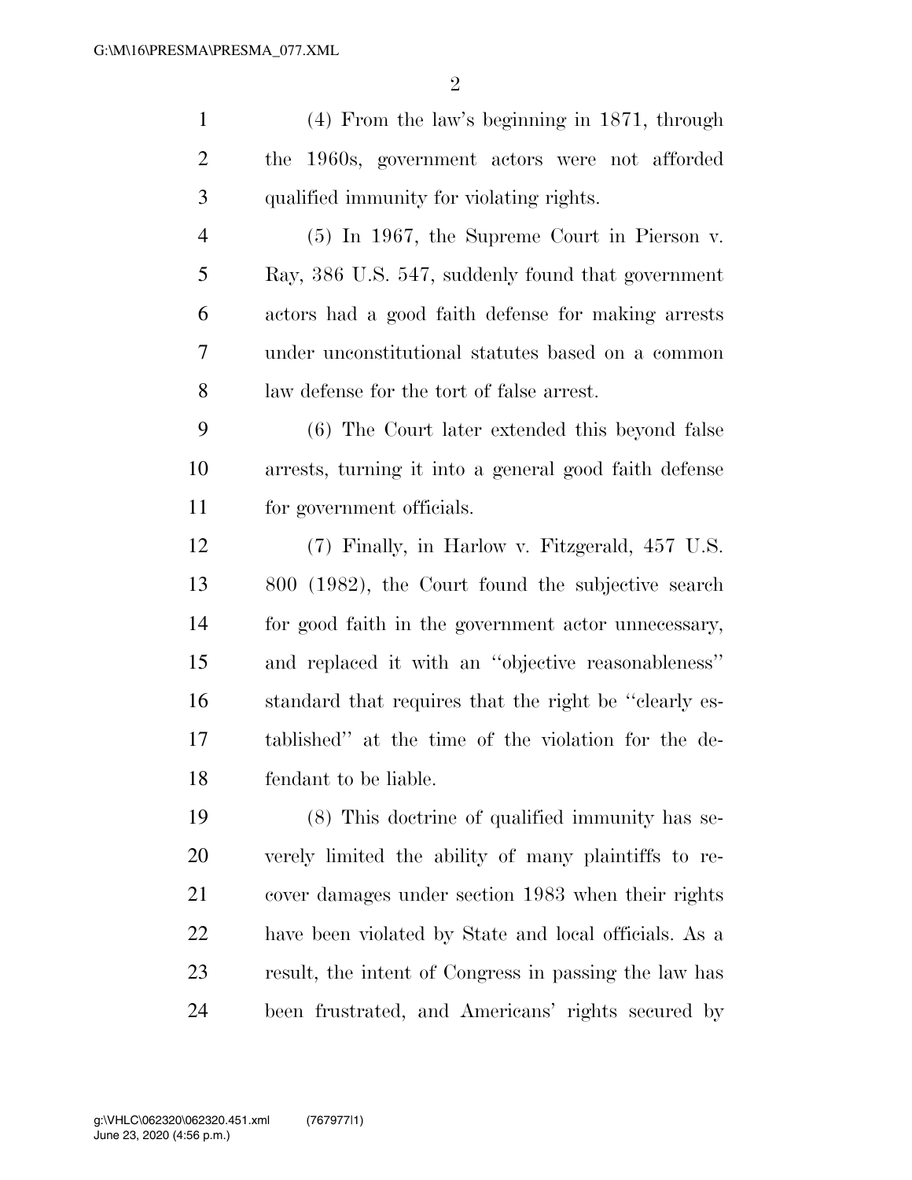(4) From the law's beginning in 1871, through the 1960s, government actors were not afforded qualified immunity for violating rights.

(5) In 1967, the Supreme Court in Pierson v. Ray, 386 U.S. 547, suddenly found that government actors had a good faith defense for making arrests under unconstitutional statutes based on a common law defense for the tort of false arrest.

(6) The Court later extended this beyond false arrests, turning it into a general good faith defense for government officials.

(7) Finally, in Harlow v. Fitzgerald, 457 U.S. 800 (1982), the Court found the subjective search for good faith in the government actor unnecessary, and replaced it with an "objective reasonableness" standard that requires that the right be "clearly established" at the time of the violation for the defendant to be liable.

(8) This doctrine of qualified immunity has severely limited the ability of many plaintiffs to recover damages under section 1983 when their rights have been violated by State and local officials. As a result, the intent of Congress in passing the law has been frustrated, and Americans' rights secured by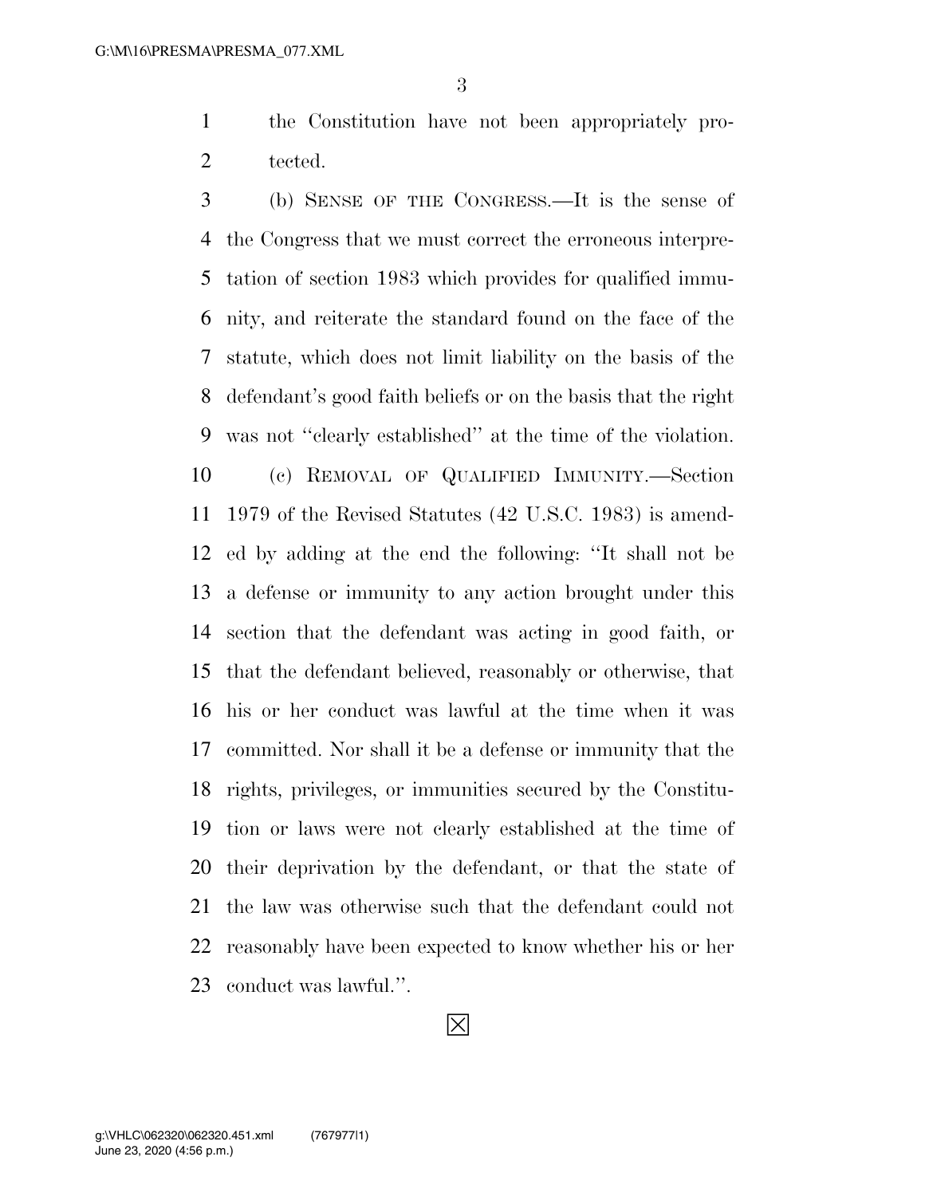the Constitution have not been appropriately protected.

(b) SENSE OF THE CONGRESS.—It is the sense of the Congress that we must correct the erroneous interpretation of section 1983 which provides for qualified immunity, and reiterate the standard found on the face of the statute, which does not limit liability on the basis of the defendant's good faith beliefs or on the basis that the right was not "clearly established" at the time of the violation.

(c) REMOVAL OF QUALIFIED IMMUNITY.—Section 1979 of the Revised Statutes (42 U.S.C. 1983) is amended by adding at the end the following: "It shall not be a defense or immunity to any action brought under this section that the defendant was acting in good faith, or that the defendant believed, reasonably or otherwise, that his or her conduct was lawful at the time when it was committed. Nor shall it be a defense or immunity that the rights, privileges, or immunities secured by the Constitution or laws were not clearly established at the time of their deprivation by the defendant, or that the state of the law was otherwise such that the defendant could not reasonably have been expected to know whether his or her conduct was lawful.".